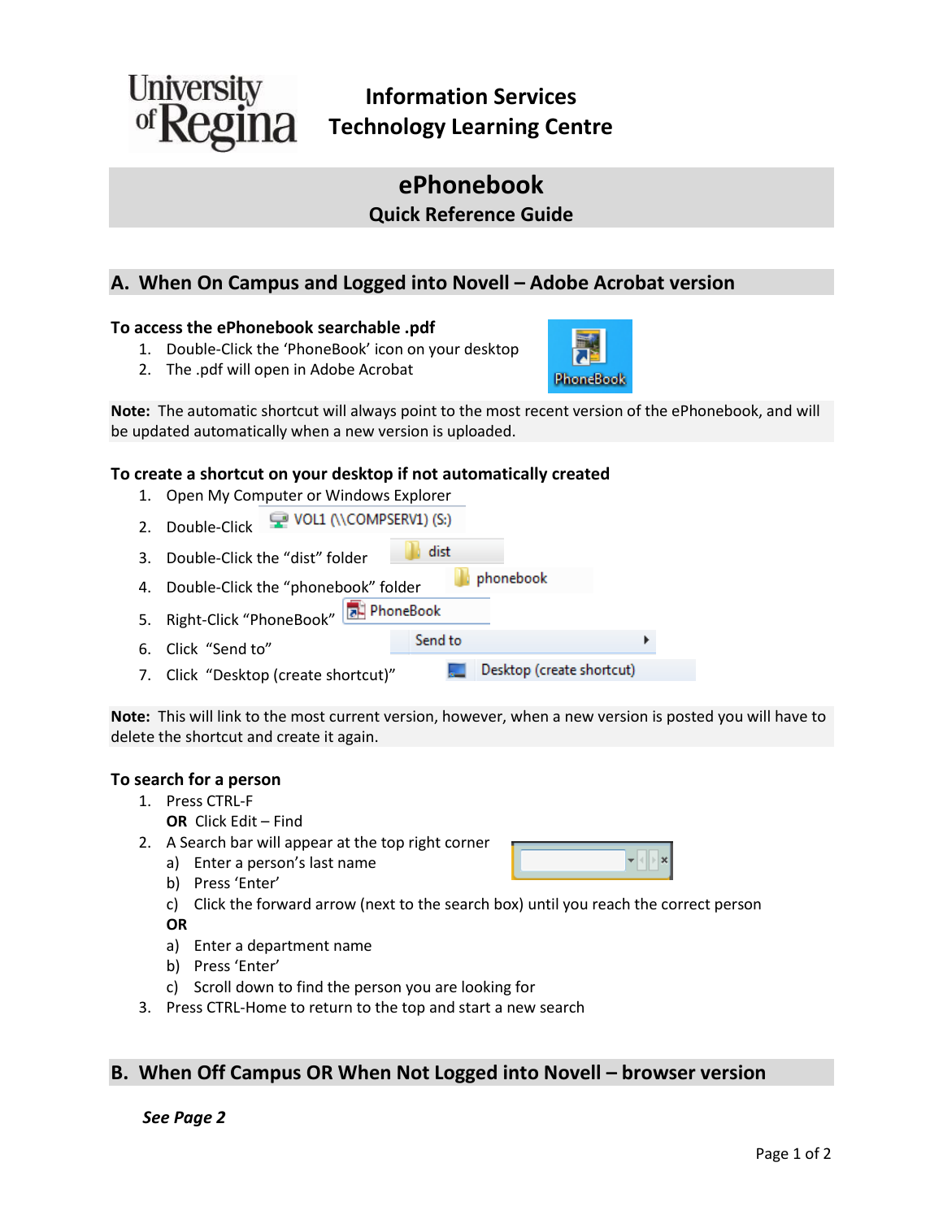University of Regina

# Information Services
# Technology Learning Centre

## ePhonebook
### Quick Reference Guide

## A. When On Campus and Logged into Novell – Adobe Acrobat version

**To access the ePhonebook searchable .pdf**

1. Double-Click the 'PhoneBook' icon on your desktop
2. The .pdf will open in Adobe Acrobat

**Note:** The automatic shortcut will always point to the most recent version of the ePhonebook, and will be updated automatically when a new version is uploaded.

**To create a shortcut on your desktop if not automatically created**

1. Open My Computer or Windows Explorer
2. Double-Click VOL1 (\\COMPSERV1) (S:)
3. Double-Click the "dist" folder
4. Double-Click the "phonebook" folder
5. Right-Click "PhoneBook"
6. Click "Send to"
7. Click "Desktop (create shortcut)"

**Note:** This will link to the most current version, however, when a new version is posted you will have to delete the shortcut and create it again.

**To search for a person**

1. Press CTRL-F
   **OR** Click Edit – Find
2. A Search bar will appear at the top right corner
   a) Enter a person's last name
   b) Press 'Enter'
   c) Click the forward arrow (next to the search box) until you reach the correct person
   **OR**
   a) Enter a department name
   b) Press 'Enter'
   c) Scroll down to find the person you are looking for
3. Press CTRL-Home to return to the top and start a new search

## B. When Off Campus OR When Not Logged into Novell – browser version

***See Page 2***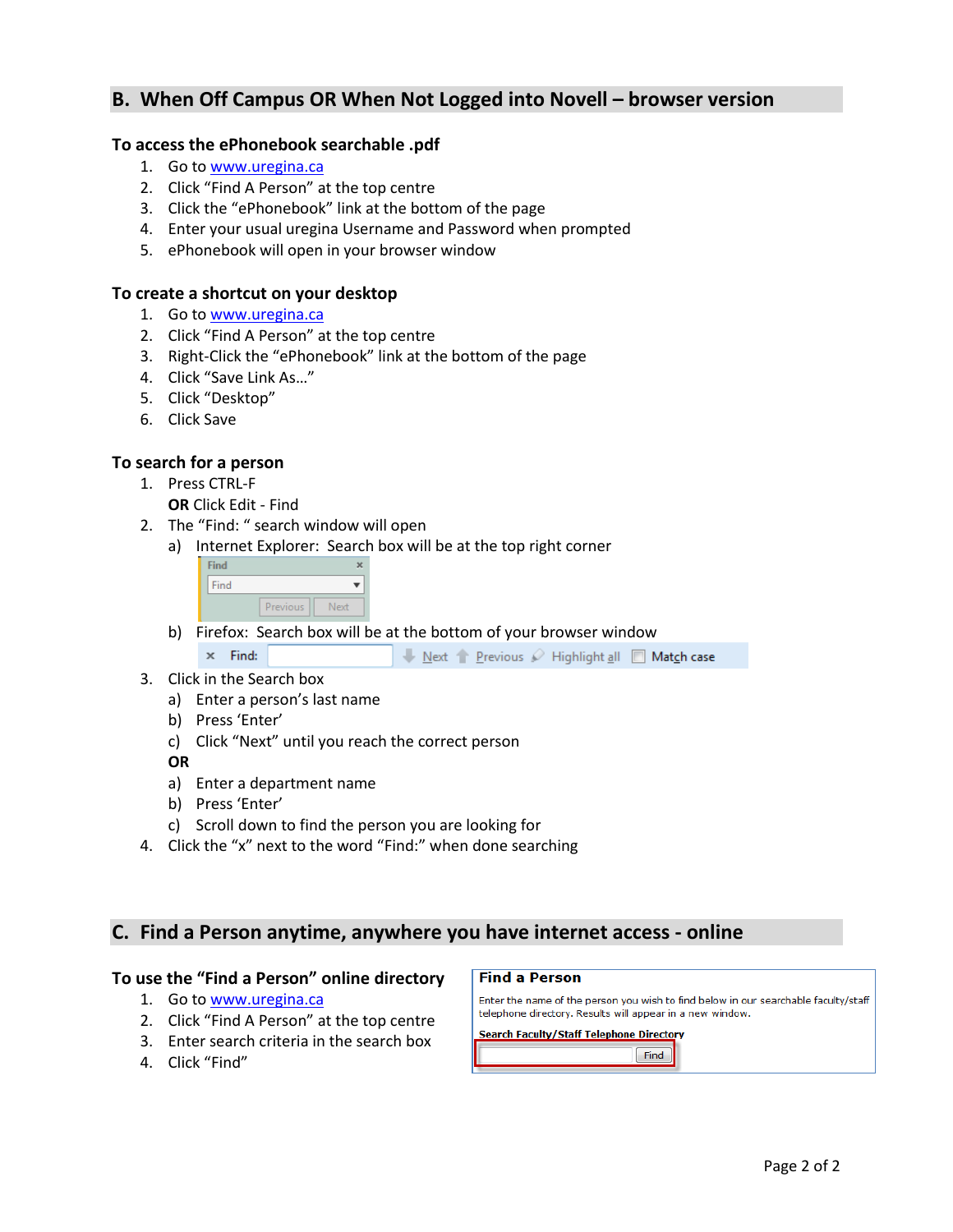## B. When Off Campus OR When Not Logged into Novell – browser version

### To access the ePhonebook searchable .pdf

1. Go to www.uregina.ca
2. Click "Find A Person" at the top centre
3. Click the "ePhonebook" link at the bottom of the page
4. Enter your usual uregina Username and Password when prompted
5. ePhonebook will open in your browser window

### To create a shortcut on your desktop

1. Go to www.uregina.ca
2. Click "Find A Person" at the top centre
3. Right-Click the "ePhonebook" link at the bottom of the page
4. Click "Save Link As…"
5. Click "Desktop"
6. Click Save

### To search for a person

1. Press CTRL-F
   **OR** Click Edit - Find
2. The "Find: " search window will open
   a) Internet Explorer: Search box will be at the top right corner

      Find ×
      Find
      Previous Next

   b) Firefox: Search box will be at the bottom of your browser window

      × Find: Next Previous Highlight all Match case

3. Click in the Search box
   a) Enter a person's last name
   b) Press 'Enter'
   c) Click "Next" until you reach the correct person

   **OR**

   a) Enter a department name
   b) Press 'Enter'
   c) Scroll down to find the person you are looking for
4. Click the "x" next to the word "Find:" when done searching

## C. Find a Person anytime, anywhere you have internet access - online

### To use the "Find a Person" online directory

1. Go to www.uregina.ca
2. Click "Find A Person" at the top centre
3. Enter search criteria in the search box
4. Click "Find"

**Find a Person**

Enter the name of the person you wish to find below in our searchable faculty/staff telephone directory. Results will appear in a new window.

**Search Faculty/Staff Telephone Directory**

Find